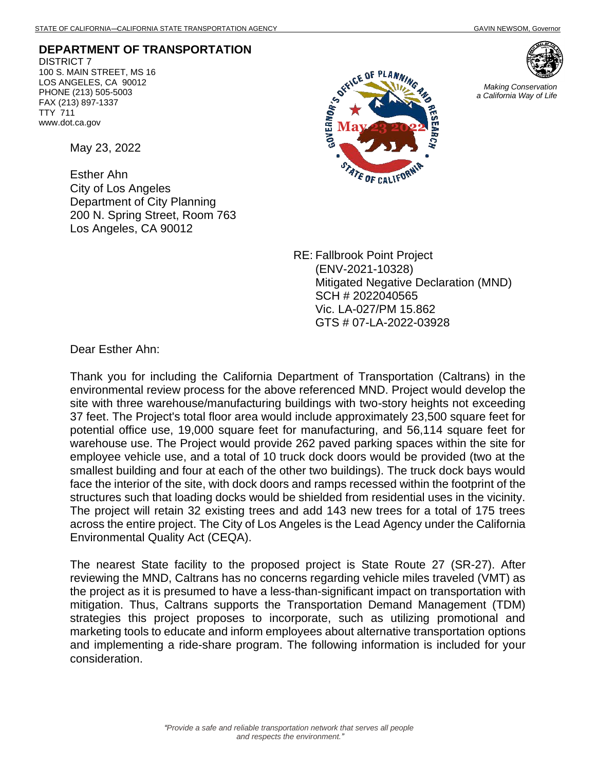STATE OF CALIFORNIA—CALIFORNIA STATE TRANSPORTATION AGENCY GAVIN NEWSOM, Governor

**DEPARTMENT OF TRANSPORTATION**
DISTRICT 7
100 S. MAIN STREET, MS 16
LOS ANGELES, CA 90012
PHONE (213) 505-5003
FAX (213) 897-1337
TTY 711
www.dot.ca.gov

*Making Conservation a California Way of Life*

May 23, 2022

Esther Ahn
City of Los Angeles
Department of City Planning
200 N. Spring Street, Room 763
Los Angeles, CA 90012

RE: Fallbrook Point Project
(ENV-2021-10328)
Mitigated Negative Declaration (MND)
SCH # 2022040565
Vic. LA-027/PM 15.862
GTS # 07-LA-2022-03928

Dear Esther Ahn:

Thank you for including the California Department of Transportation (Caltrans) in the environmental review process for the above referenced MND. Project would develop the site with three warehouse/manufacturing buildings with two-story heights not exceeding 37 feet. The Project's total floor area would include approximately 23,500 square feet for potential office use, 19,000 square feet for manufacturing, and 56,114 square feet for warehouse use. The Project would provide 262 paved parking spaces within the site for employee vehicle use, and a total of 10 truck dock doors would be provided (two at the smallest building and four at each of the other two buildings). The truck dock bays would face the interior of the site, with dock doors and ramps recessed within the footprint of the structures such that loading docks would be shielded from residential uses in the vicinity. The project will retain 32 existing trees and add 143 new trees for a total of 175 trees across the entire project. The City of Los Angeles is the Lead Agency under the California Environmental Quality Act (CEQA).

The nearest State facility to the proposed project is State Route 27 (SR-27). After reviewing the MND, Caltrans has no concerns regarding vehicle miles traveled (VMT) as the project as it is presumed to have a less-than-significant impact on transportation with mitigation. Thus, Caltrans supports the Transportation Demand Management (TDM) strategies this project proposes to incorporate, such as utilizing promotional and marketing tools to educate and inform employees about alternative transportation options and implementing a ride-share program. The following information is included for your consideration.

*"Provide a safe and reliable transportation network that serves all people and respects the environment."*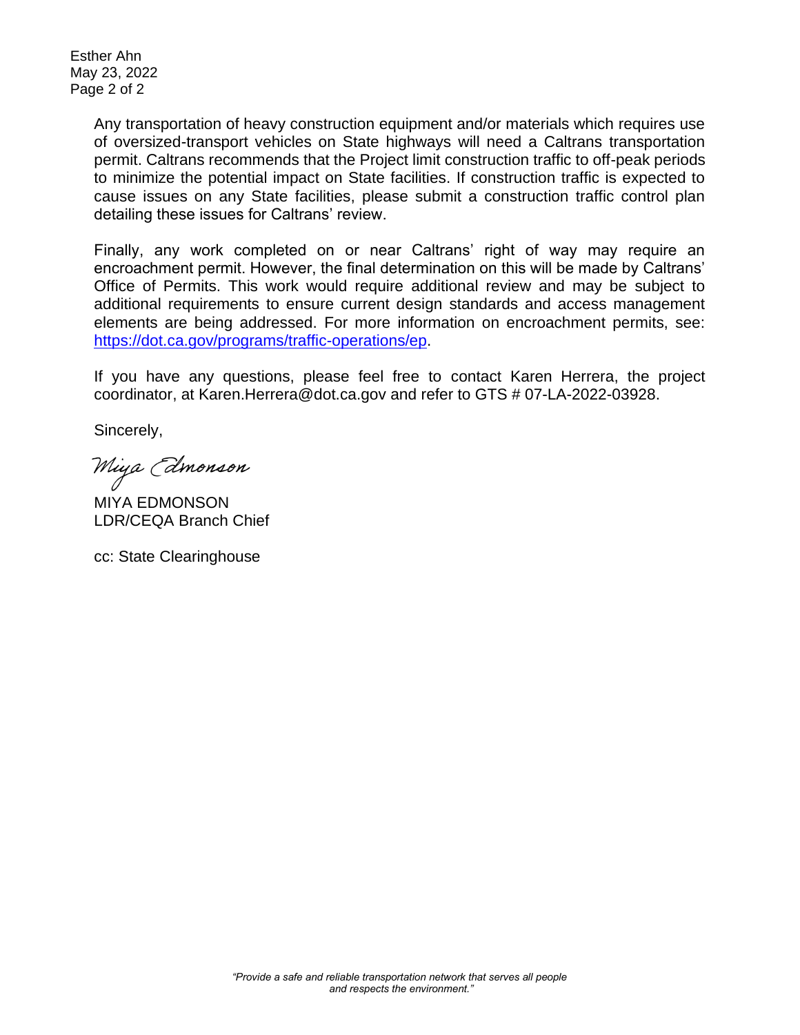Any transportation of heavy construction equipment and/or materials which requires use of oversized-transport vehicles on State highways will need a Caltrans transportation permit. Caltrans recommends that the Project limit construction traffic to off-peak periods to minimize the potential impact on State facilities. If construction traffic is expected to cause issues on any State facilities, please submit a construction traffic control plan detailing these issues for Caltrans' review.

Finally, any work completed on or near Caltrans' right of way may require an encroachment permit. However, the final determination on this will be made by Caltrans' Office of Permits. This work would require additional review and may be subject to additional requirements to ensure current design standards and access management elements are being addressed. For more information on encroachment permits, see: https://dot.ca.gov/programs/traffic-operations/ep.

If you have any questions, please feel free to contact Karen Herrera, the project coordinator, at Karen.Herrera@dot.ca.gov and refer to GTS # 07-LA-2022-03928.

Sincerely,

*Miya Edmonson*

MIYA EDMONSON
LDR/CEQA Branch Chief

cc: State Clearinghouse

*"Provide a safe and reliable transportation network that serves all people and respects the environment."*